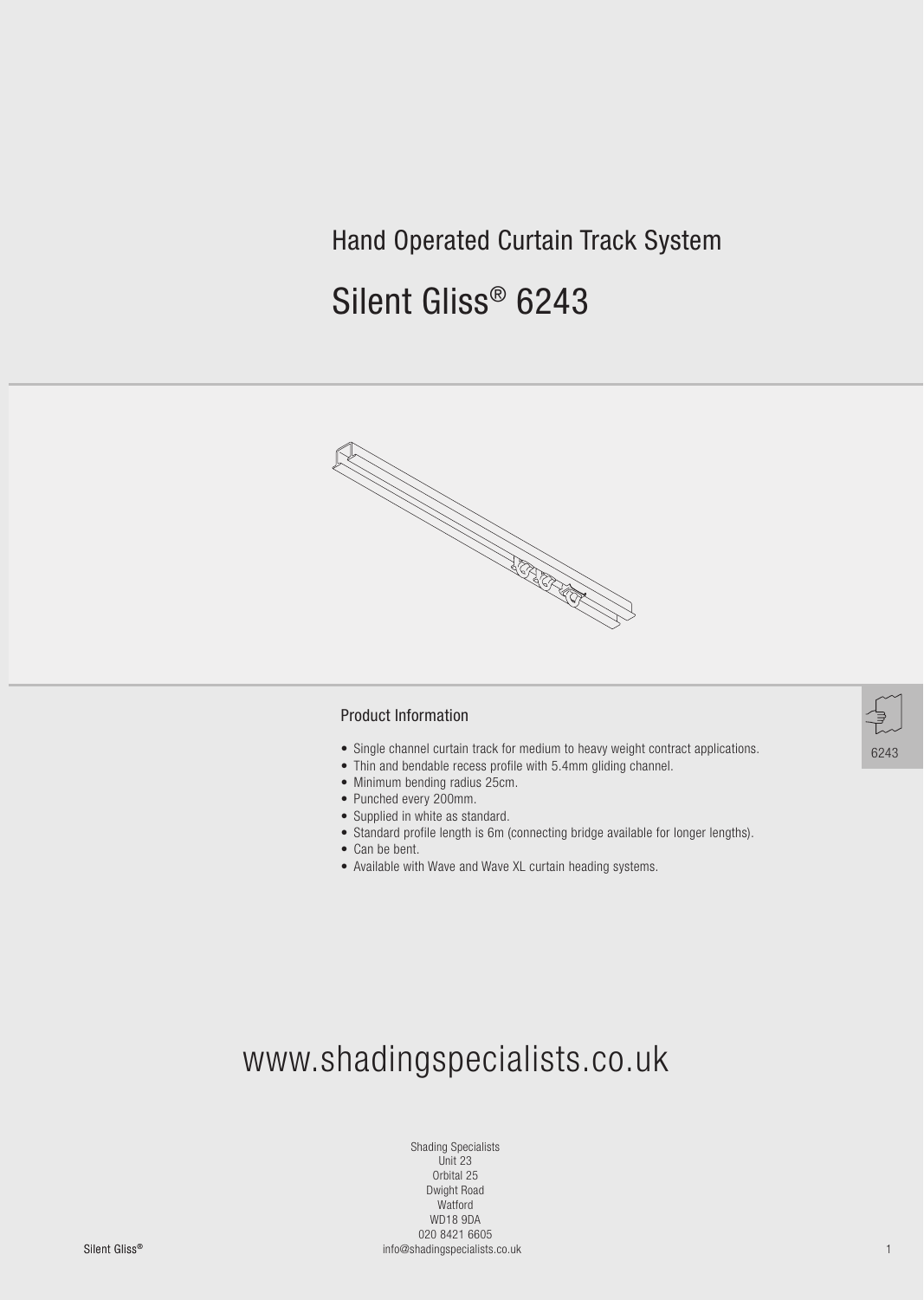# Hand Operated Curtain Track System

## Silent Gliss® 6243

6243

### Product Information

- Single channel curtain track for medium to heavy weight contract applications.
- Thin and bendable recess profile with 5.4mm gliding channel.
- Minimum bending radius 25cm.
- Punched every 200mm.
- Supplied in white as standard.
- Standard profile length is 6m (connecting bridge available for longer lengths).
- Can be bent.
- Available with Wave and Wave XL curtain heading systems.

www.shadingspecialists.co.uk

Shading Specialists
Unit 23
Orbital 25
Dwight Road
Watford
WD18 9DA
020 8421 6605
info@shadingspecialists.co.uk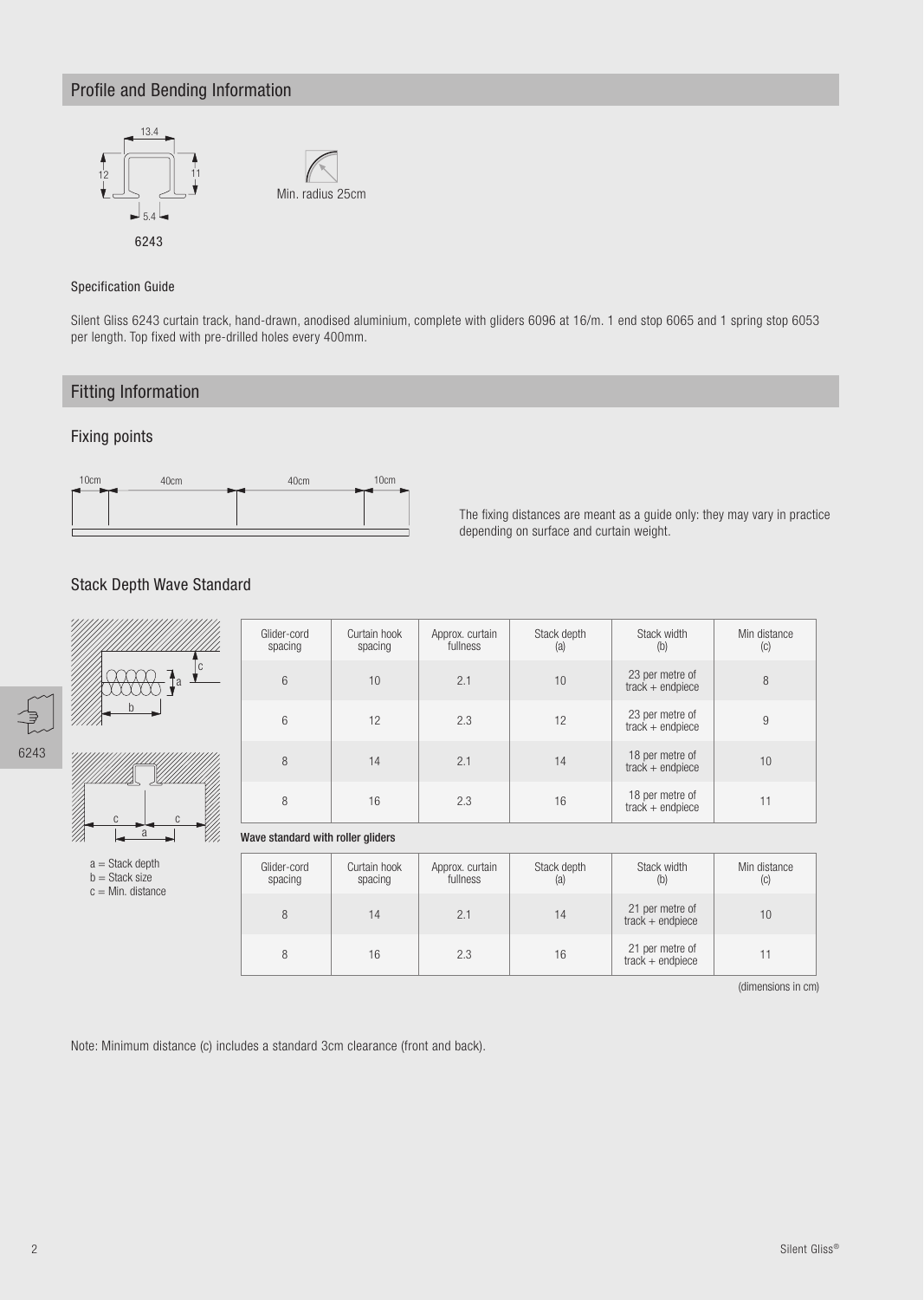## Profile and Bending Information

6243

Min. radius 25cm

#### Specification Guide

Silent Gliss 6243 curtain track, hand-drawn, anodised aluminium, complete with gliders 6096 at 16/m. 1 end stop 6065 and 1 spring stop 6053 per length. Top fixed with pre-drilled holes every 400mm.

## Fitting Information

### Fixing points

10cm | 40cm | 40cm | 10cm

The fixing distances are meant as a guide only: they may vary in practice depending on surface and curtain weight.

### Stack Depth Wave Standard

a = Stack depth
b = Stack size
c = Min. distance

| Glider-cord spacing | Curtain hook spacing | Approx. curtain fullness | Stack depth (a) | Stack width (b) | Min distance (c) |
|---|---|---|---|---|---|
| 6 | 10 | 2.1 | 10 | 23 per metre of track + endpiece | 8 |
| 6 | 12 | 2.3 | 12 | 23 per metre of track + endpiece | 9 |
| 8 | 14 | 2.1 | 14 | 18 per metre of track + endpiece | 10 |
| 8 | 16 | 2.3 | 16 | 18 per metre of track + endpiece | 11 |

**Wave standard with roller gliders**

| Glider-cord spacing | Curtain hook spacing | Approx. curtain fullness | Stack depth (a) | Stack width (b) | Min distance (c) |
|---|---|---|---|---|---|
| 8 | 14 | 2.1 | 14 | 21 per metre of track + endpiece | 10 |
| 8 | 16 | 2.3 | 16 | 21 per metre of track + endpiece | 11 |

(dimensions in cm)

Note: Minimum distance (c) includes a standard 3cm clearance (front and back).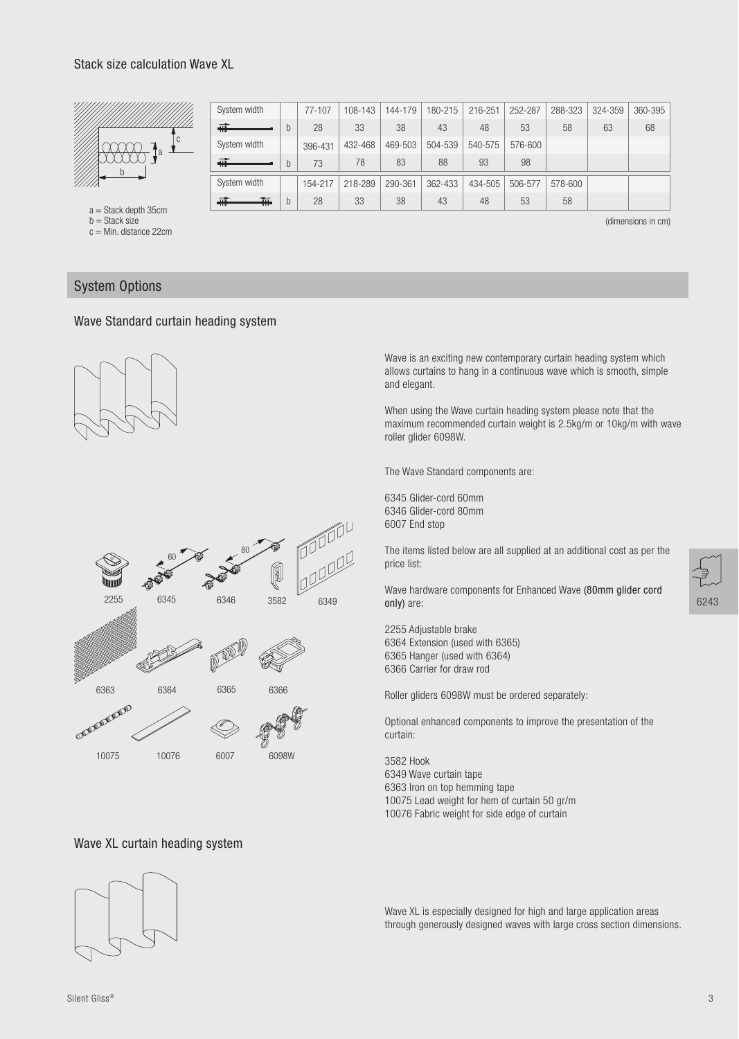## Stack size calculation Wave XL

a = Stack depth 35cm
b = Stack size
c = Min. distance 22cm

| System width | | 77-107 | 108-143 | 144-179 | 180-215 | 216-251 | 252-287 | 288-323 | 324-359 | 360-395 |
|---|---|---|---|---|---|---|---|---|---|---|
| | b | 28 | 33 | 38 | 43 | 48 | 53 | 58 | 63 | 68 |
| System width | | 396-431 | 432-468 | 469-503 | 504-539 | 540-575 | 576-600 | | | |
| | b | 73 | 78 | 83 | 88 | 93 | 98 | | | |
| System width | | 154-217 | 218-289 | 290-361 | 362-433 | 434-505 | 506-577 | 578-600 | | |
| | b | 28 | 33 | 38 | 43 | 48 | 53 | 58 | | |

(dimensions in cm)

## System Options

### Wave Standard curtain heading system

2255 6345 6346 3582 6349

6363 6364 6365 6366

10075 10076 6007 6098W

Wave is an exciting new contemporary curtain heading system which allows curtains to hang in a continuous wave which is smooth, simple and elegant.

When using the Wave curtain heading system please note that the maximum recommended curtain weight is 2.5kg/m or 10kg/m with wave roller glider 6098W.

The Wave Standard components are:

6345 Glider-cord 60mm
6346 Glider-cord 80mm
6007 End stop

The items listed below are all supplied at an additional cost as per the price list:

Wave hardware components for Enhanced Wave **(80mm glider cord only)** are:

2255 Adjustable brake
6364 Extension (used with 6365)
6365 Hanger (used with 6364)
6366 Carrier for draw rod

Roller gliders 6098W must be ordered separately:

Optional enhanced components to improve the presentation of the curtain:

3582 Hook
6349 Wave curtain tape
6363 Iron on top hemming tape
10075 Lead weight for hem of curtain 50 gr/m
10076 Fabric weight for side edge of curtain

6243

### Wave XL curtain heading system

Wave XL is especially designed for high and large application areas through generously designed waves with large cross section dimensions.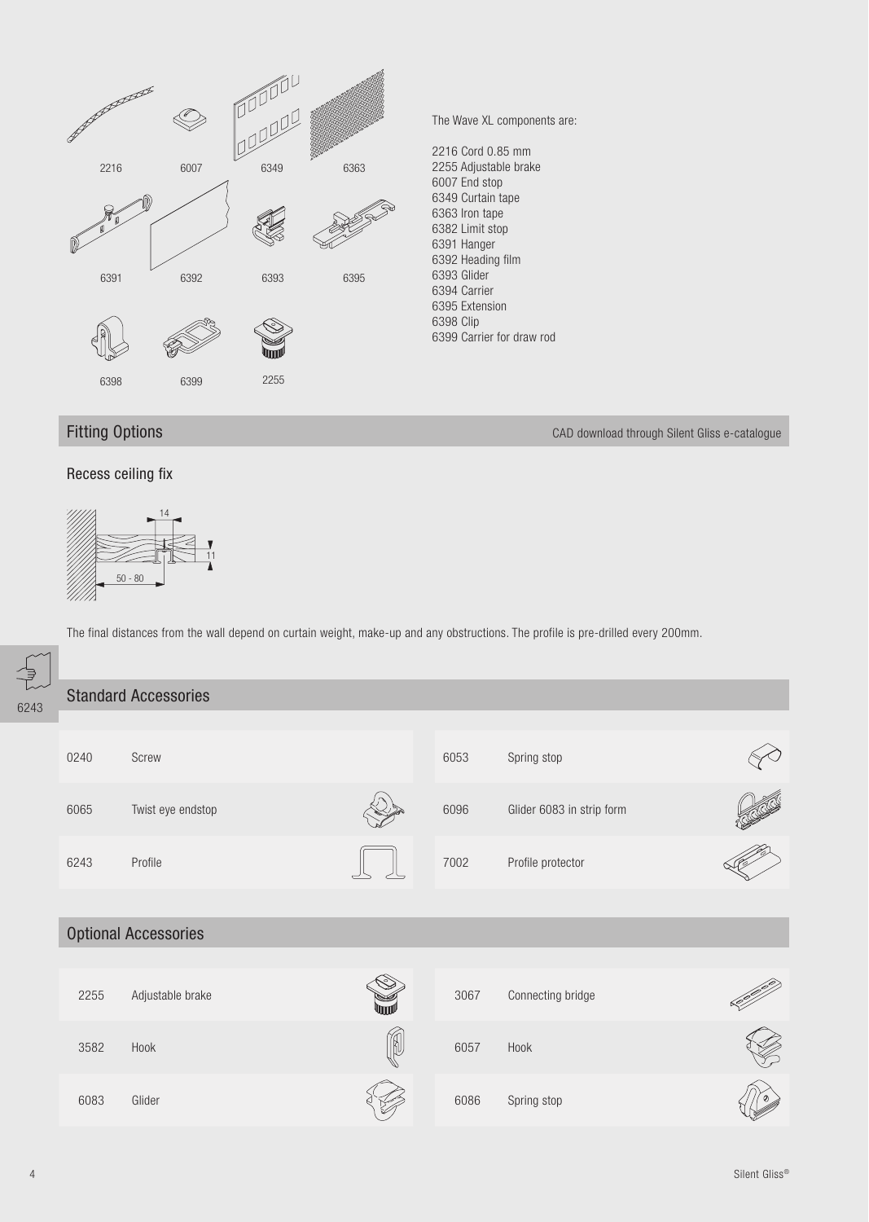2216 6007 6349 6363

6391 6392 6393 6395

6398 6399 2255

The Wave XL components are:

2216 Cord 0.85 mm
2255 Adjustable brake
6007 End stop
6349 Curtain tape
6363 Iron tape
6382 Limit stop
6391 Hanger
6392 Heading film
6393 Glider
6394 Carrier
6395 Extension
6398 Clip
6399 Carrier for draw rod

## Fitting Options

CAD download through Silent Gliss e-catalogue

### Recess ceiling fix

14

11

50 - 80

The final distances from the wall depend on curtain weight, make-up and any obstructions. The profile is pre-drilled every 200mm.

6243

## Standard Accessories

| | | | |
|---|---|---|---|
| 0240 | Screw | 6053 | Spring stop |
| 6065 | Twist eye endstop | 6096 | Glider 6083 in strip form |
| 6243 | Profile | 7002 | Profile protector |

## Optional Accessories

| | | | |
|---|---|---|---|
| 2255 | Adjustable brake | 3067 | Connecting bridge |
| 3582 | Hook | 6057 | Hook |
| 6083 | Glider | 6086 | Spring stop |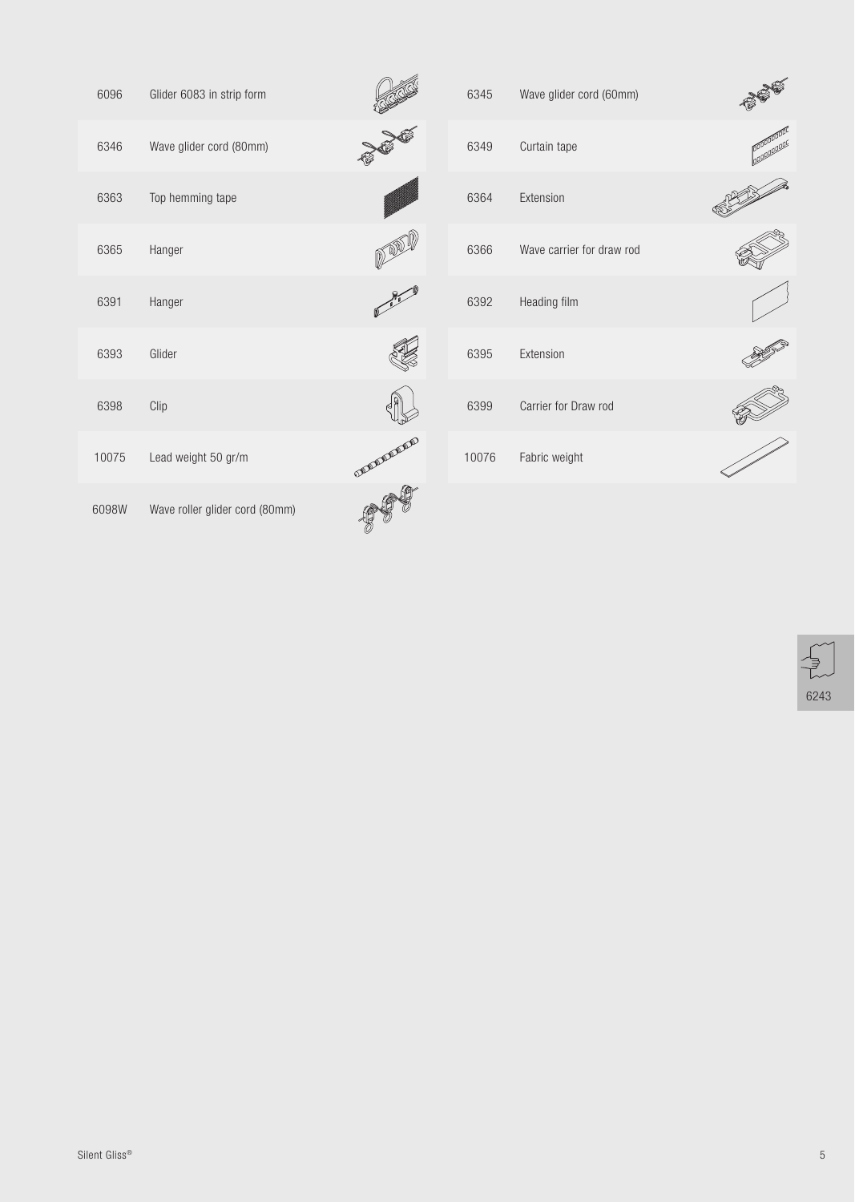| | | | |
|---|---|---|---|
| 6096 | Glider 6083 in strip form | 6345 | Wave glider cord (60mm) |
| 6346 | Wave glider cord (80mm) | 6349 | Curtain tape |
| 6363 | Top hemming tape | 6364 | Extension |
| 6365 | Hanger | 6366 | Wave carrier for draw rod |
| 6391 | Hanger | 6392 | Heading film |
| 6393 | Glider | 6395 | Extension |
| 6398 | Clip | 6399 | Carrier for Draw rod |
| 10075 | Lead weight 50 gr/m | 10076 | Fabric weight |
| 6098W | Wave roller glider cord (80mm) | | |

6243